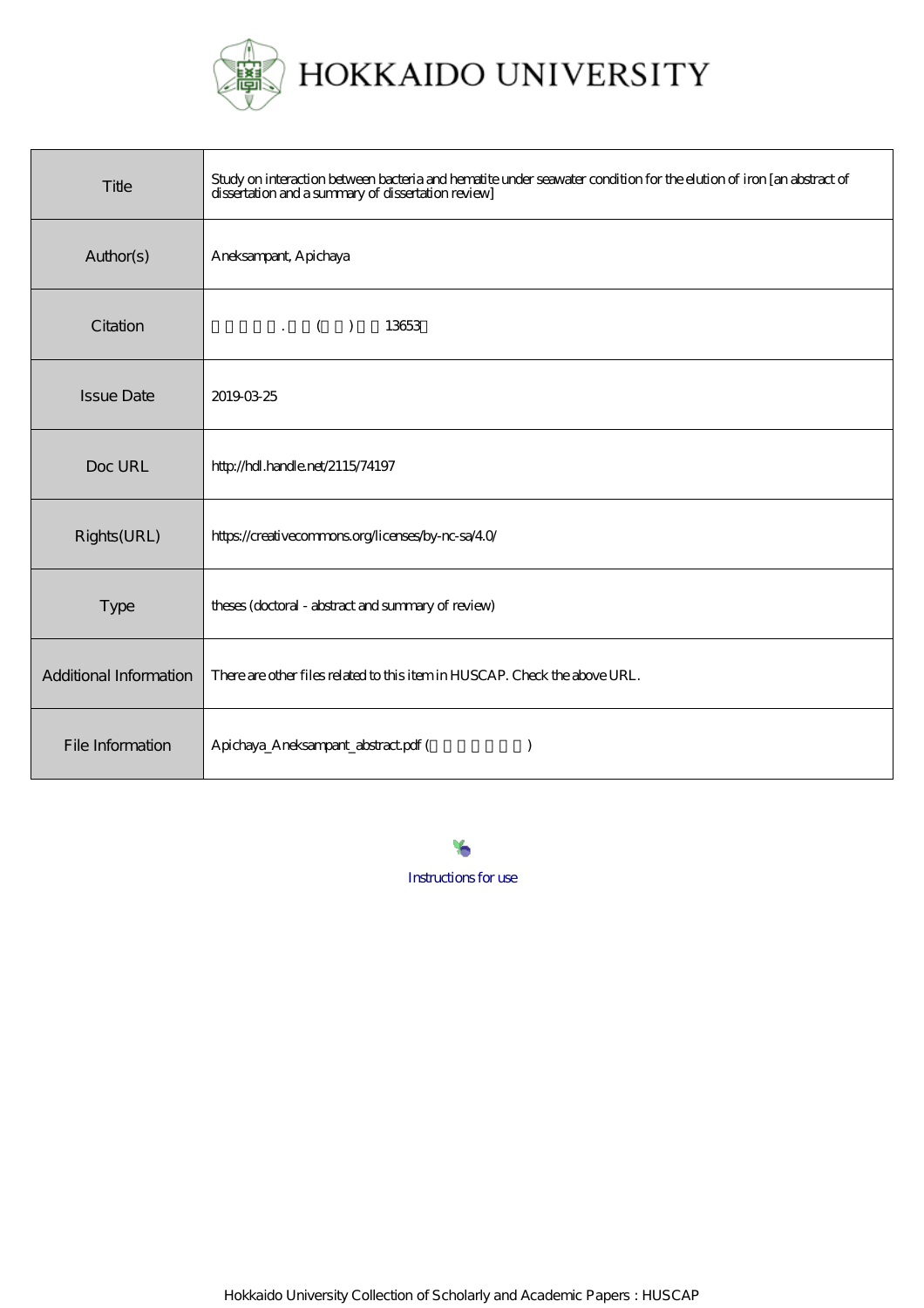HOKKAIDO UNIVERSITY

| | |
|---|---|
| Title | Study on interaction between bacteria and hematite under seawater condition for the elution of iron [an abstract of dissertation and a summary of dissertation review] |
| Author(s) | Aneksampant, Apichaya |
| Citation | 北海道大学. 博士(工学) 甲第13653号 |
| Issue Date | 2019-03-25 |
| Doc URL | http://hdl.handle.net/2115/74197 |
| Rights(URL) | https://creativecommons.org/licenses/by-nc-sa/4.0/ |
| Type | theses (doctoral - abstract and summary of review) |
| Additional Information | There are other files related to this item in HUSCAP. Check the above URL. |
| File Information | Apichaya_Aneksampant_abstract.pdf (論文内容の要旨) |

Instructions for use

Hokkaido University Collection of Scholarly and Academic Papers : HUSCAP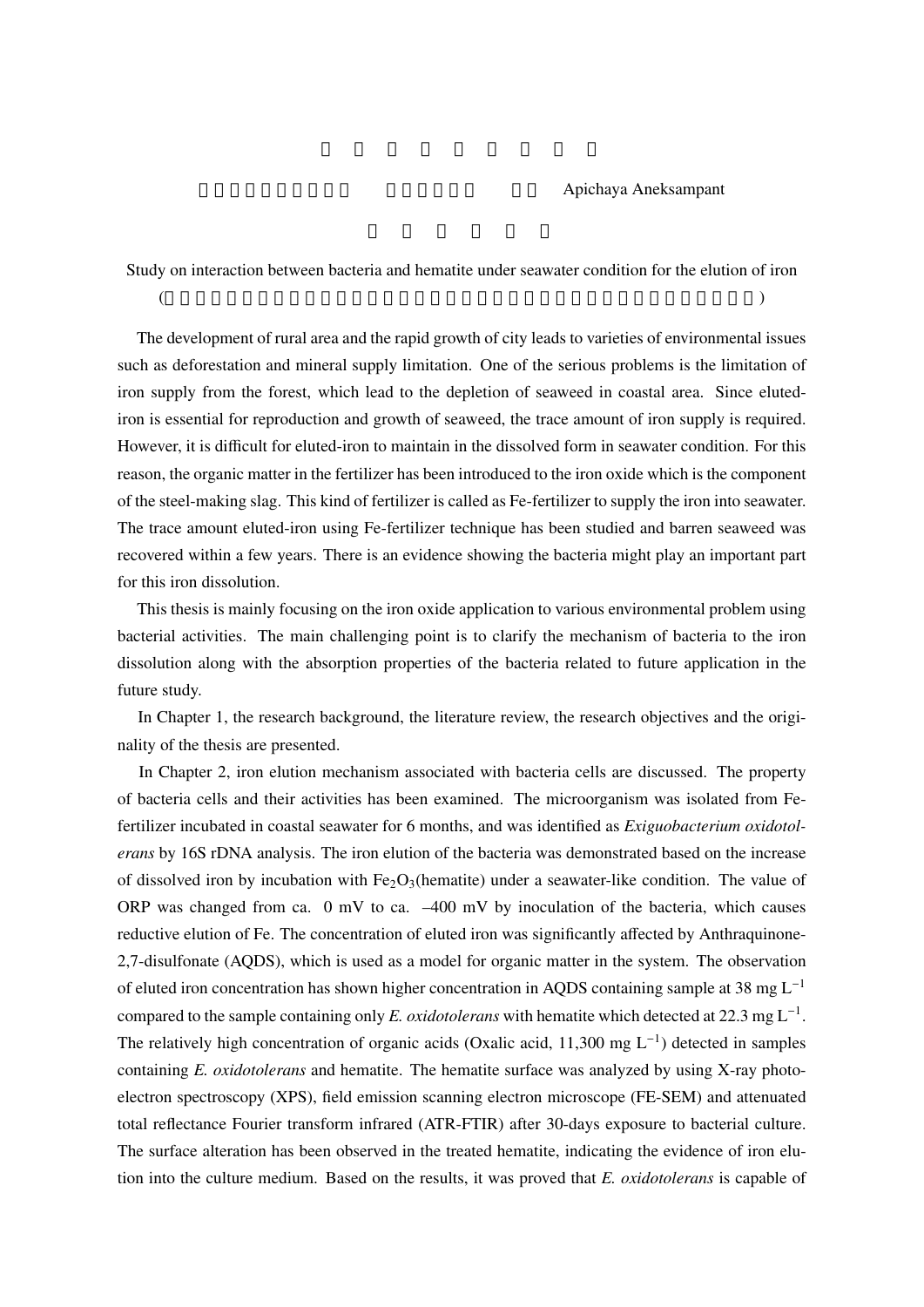Apichaya Aneksampant

Study on interaction between bacteria and hematite under seawater condition for the elution of iron

The development of rural area and the rapid growth of city leads to varieties of environmental issues such as deforestation and mineral supply limitation. One of the serious problems is the limitation of iron supply from the forest, which lead to the depletion of seaweed in coastal area. Since eluted-iron is essential for reproduction and growth of seaweed, the trace amount of iron supply is required. However, it is difficult for eluted-iron to maintain in the dissolved form in seawater condition. For this reason, the organic matter in the fertilizer has been introduced to the iron oxide which is the component of the steel-making slag. This kind of fertilizer is called as Fe-fertilizer to supply the iron into seawater. The trace amount eluted-iron using Fe-fertilizer technique has been studied and barren seaweed was recovered within a few years. There is an evidence showing the bacteria might play an important part for this iron dissolution.

This thesis is mainly focusing on the iron oxide application to various environmental problem using bacterial activities. The main challenging point is to clarify the mechanism of bacteria to the iron dissolution along with the absorption properties of the bacteria related to future application in the future study.

In Chapter 1, the research background, the literature review, the research objectives and the originality of the thesis are presented.

In Chapter 2, iron elution mechanism associated with bacteria cells are discussed. The property of bacteria cells and their activities has been examined. The microorganism was isolated from Fe-fertilizer incubated in coastal seawater for 6 months, and was identified as *Exiguobacterium oxidotolerans* by 16S rDNA analysis. The iron elution of the bacteria was demonstrated based on the increase of dissolved iron by incubation with $Fe_2O_3$(hematite) under a seawater-like condition. The value of ORP was changed from ca. 0 mV to ca. –400 mV by inoculation of the bacteria, which causes reductive elution of Fe. The concentration of eluted iron was significantly affected by Anthraquinone-2,7-disulfonate (AQDS), which is used as a model for organic matter in the system. The observation of eluted iron concentration has shown higher concentration in AQDS containing sample at 38 mg $L^{-1}$ compared to the sample containing only *E. oxidotolerans* with hematite which detected at 22.3 mg $L^{-1}$. The relatively high concentration of organic acids (Oxalic acid, 11,300 mg $L^{-1}$) detected in samples containing *E. oxidotolerans* and hematite. The hematite surface was analyzed by using X-ray photoelectron spectroscopy (XPS), field emission scanning electron microscope (FE-SEM) and attenuated total reflectance Fourier transform infrared (ATR-FTIR) after 30-days exposure to bacterial culture. The surface alteration has been observed in the treated hematite, indicating the evidence of iron elution into the culture medium. Based on the results, it was proved that *E. oxidotolerans* is capable of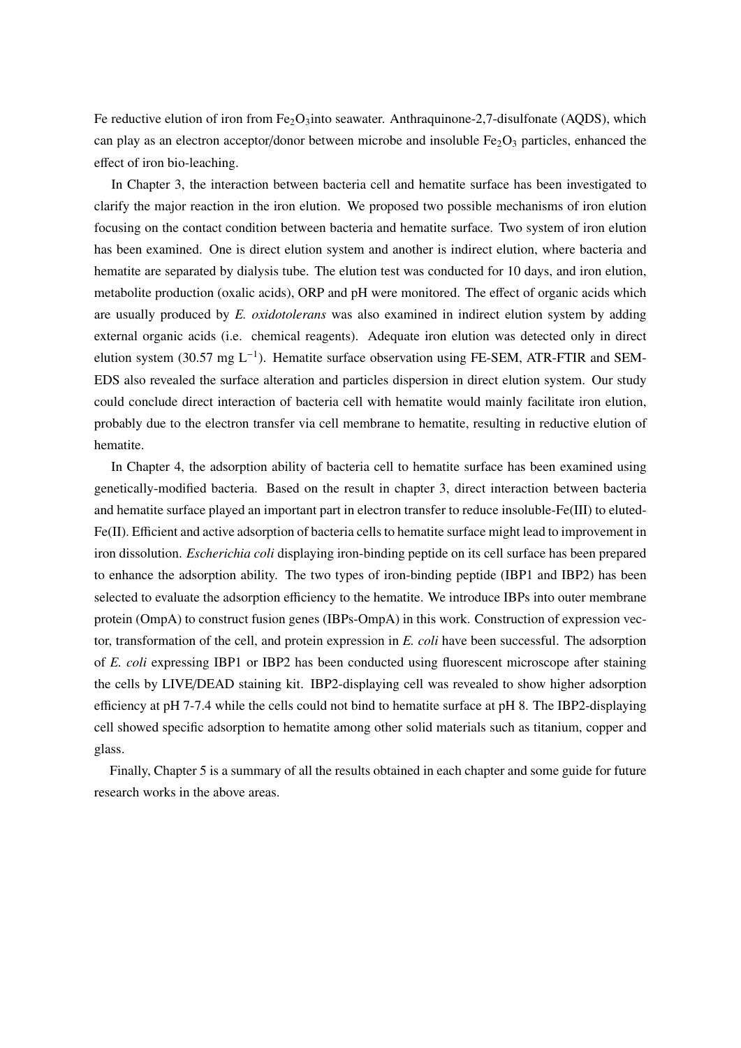Fe reductive elution of iron from $Fe_2O_3$into seawater. Anthraquinone-2,7-disulfonate (AQDS), which can play as an electron acceptor/donor between microbe and insoluble $Fe_2O_3$ particles, enhanced the effect of iron bio-leaching.

In Chapter 3, the interaction between bacteria cell and hematite surface has been investigated to clarify the major reaction in the iron elution. We proposed two possible mechanisms of iron elution focusing on the contact condition between bacteria and hematite surface. Two system of iron elution has been examined. One is direct elution system and another is indirect elution, where bacteria and hematite are separated by dialysis tube. The elution test was conducted for 10 days, and iron elution, metabolite production (oxalic acids), ORP and pH were monitored. The effect of organic acids which are usually produced by *E. oxidotolerans* was also examined in indirect elution system by adding external organic acids (i.e. chemical reagents). Adequate iron elution was detected only in direct elution system (30.57 mg $L^{-1}$). Hematite surface observation using FE-SEM, ATR-FTIR and SEM-EDS also revealed the surface alteration and particles dispersion in direct elution system. Our study could conclude direct interaction of bacteria cell with hematite would mainly facilitate iron elution, probably due to the electron transfer via cell membrane to hematite, resulting in reductive elution of hematite.

In Chapter 4, the adsorption ability of bacteria cell to hematite surface has been examined using genetically-modified bacteria. Based on the result in chapter 3, direct interaction between bacteria and hematite surface played an important part in electron transfer to reduce insoluble-Fe(III) to eluted-Fe(II). Efficient and active adsorption of bacteria cells to hematite surface might lead to improvement in iron dissolution. *Escherichia coli* displaying iron-binding peptide on its cell surface has been prepared to enhance the adsorption ability. The two types of iron-binding peptide (IBP1 and IBP2) has been selected to evaluate the adsorption efficiency to the hematite. We introduce IBPs into outer membrane protein (OmpA) to construct fusion genes (IBPs-OmpA) in this work. Construction of expression vector, transformation of the cell, and protein expression in *E. coli* have been successful. The adsorption of *E. coli* expressing IBP1 or IBP2 has been conducted using fluorescent microscope after staining the cells by LIVE/DEAD staining kit. IBP2-displaying cell was revealed to show higher adsorption efficiency at pH 7-7.4 while the cells could not bind to hematite surface at pH 8. The IBP2-displaying cell showed specific adsorption to hematite among other solid materials such as titanium, copper and glass.

Finally, Chapter 5 is a summary of all the results obtained in each chapter and some guide for future research works in the above areas.